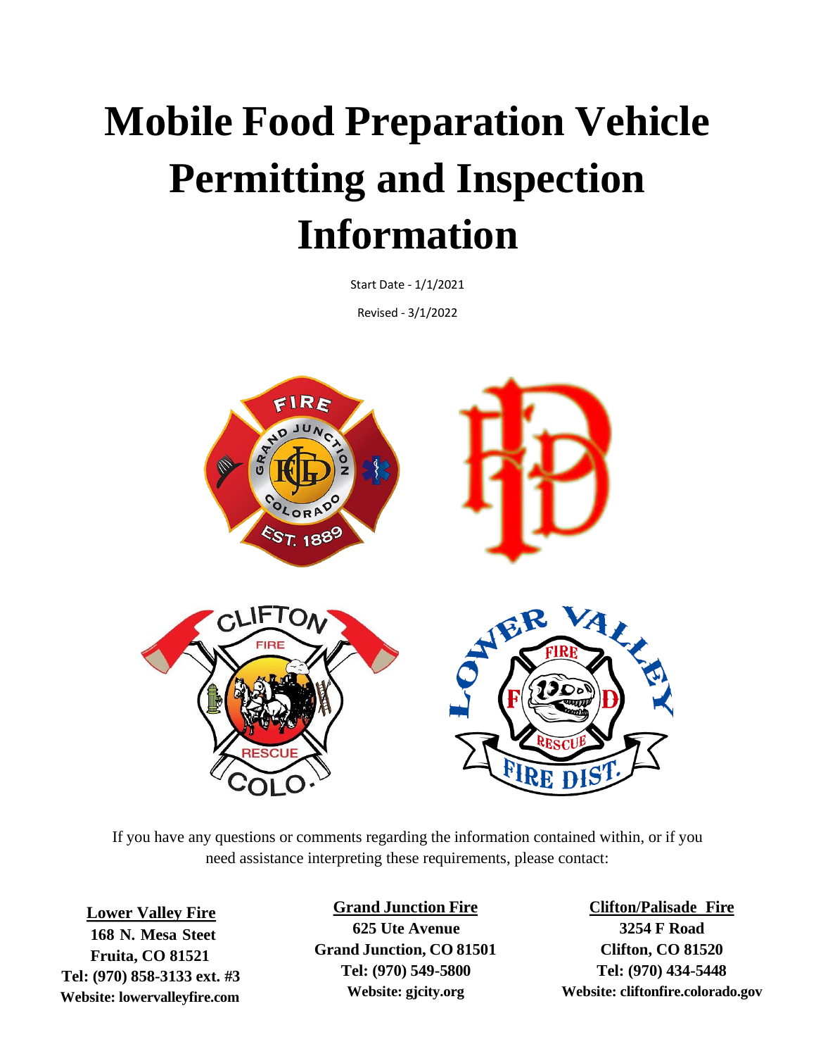# Mobile Food Preparation Vehicle Permitting and Inspection Information

Start Date - 1/1/2021

Revised - 3/1/2022

If you have any questions or comments regarding the information contained within, or if you need assistance interpreting these requirements, please contact:

**Lower Valley Fire**
**168 N. Mesa Steet**
**Fruita, CO 81521**
**Tel: (970) 858-3133 ext. #3**
**Website: lowervalleyfire.com**

**Grand Junction Fire**
**625 Ute Avenue**
**Grand Junction, CO 81501**
**Tel: (970) 549-5800**
**Website: gjcity.org**

**Clifton/Palisade Fire**
**3254 F Road**
**Clifton, CO 81520**
**Tel: (970) 434-5448**
**Website: cliftonfire.colorado.gov**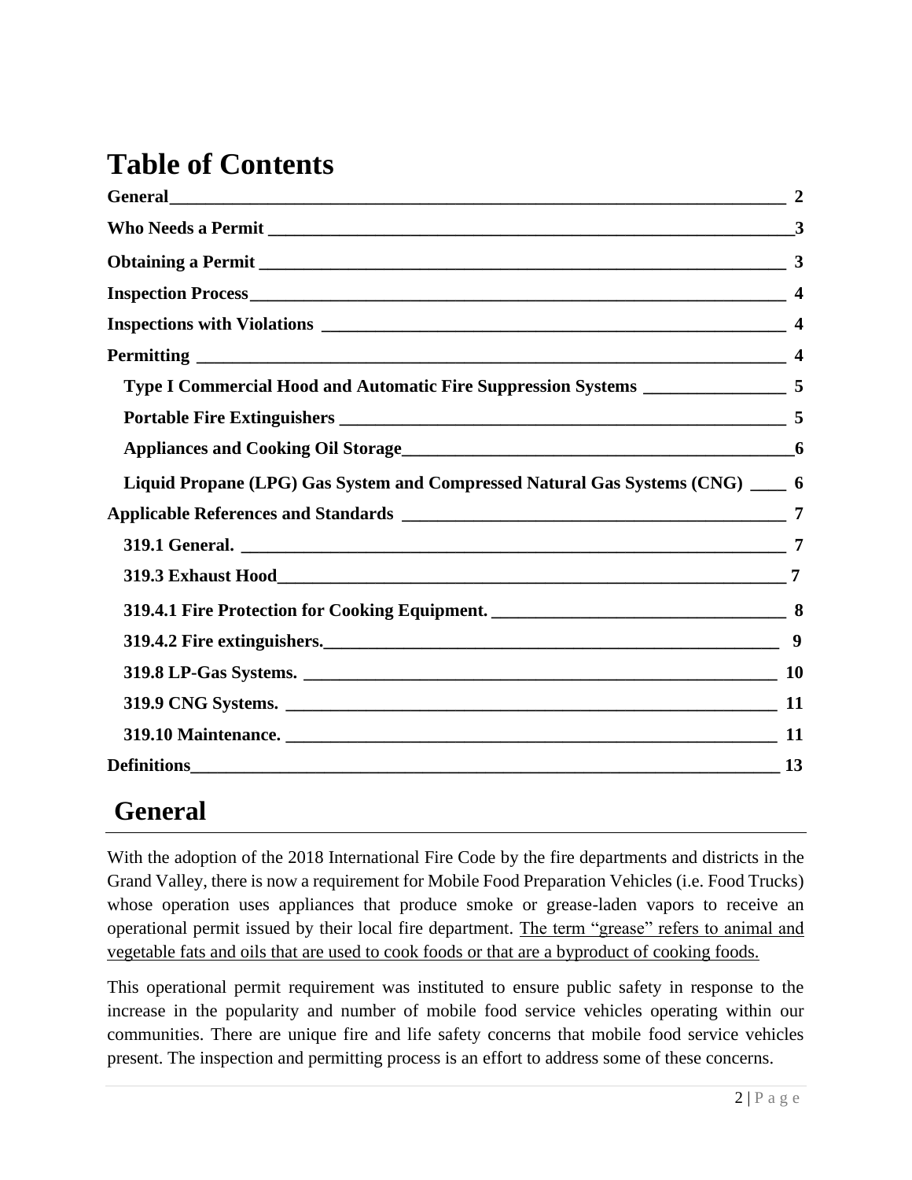# Table of Contents

**General** — 2

**Who Needs a Permit** — 3

**Obtaining a Permit** — 3

**Inspection Process** — 4

**Inspections with Violations** — 4

**Permitting** — 4

- **Type I Commercial Hood and Automatic Fire Suppression Systems** — 5
- **Portable Fire Extinguishers** — 5
- **Appliances and Cooking Oil Storage** — 6
- **Liquid Propane (LPG) Gas System and Compressed Natural Gas Systems (CNG)** — 6

**Applicable References and Standards** — 7

- **319.1 General.** — 7
- **319.3 Exhaust Hood** — 7
- **319.4.1 Fire Protection for Cooking Equipment.** — 8
- **319.4.2 Fire extinguishers.** — 9
- **319.8 LP-Gas Systems.** — 10
- **319.9 CNG Systems.** — 11
- **319.10 Maintenance.** — 11

**Definitions** — 13

# General

With the adoption of the 2018 International Fire Code by the fire departments and districts in the Grand Valley, there is now a requirement for Mobile Food Preparation Vehicles (i.e. Food Trucks) whose operation uses appliances that produce smoke or grease-laden vapors to receive an operational permit issued by their local fire department. The term "grease" refers to animal and vegetable fats and oils that are used to cook foods or that are a byproduct of cooking foods.

This operational permit requirement was instituted to ensure public safety in response to the increase in the popularity and number of mobile food service vehicles operating within our communities. There are unique fire and life safety concerns that mobile food service vehicles present. The inspection and permitting process is an effort to address some of these concerns.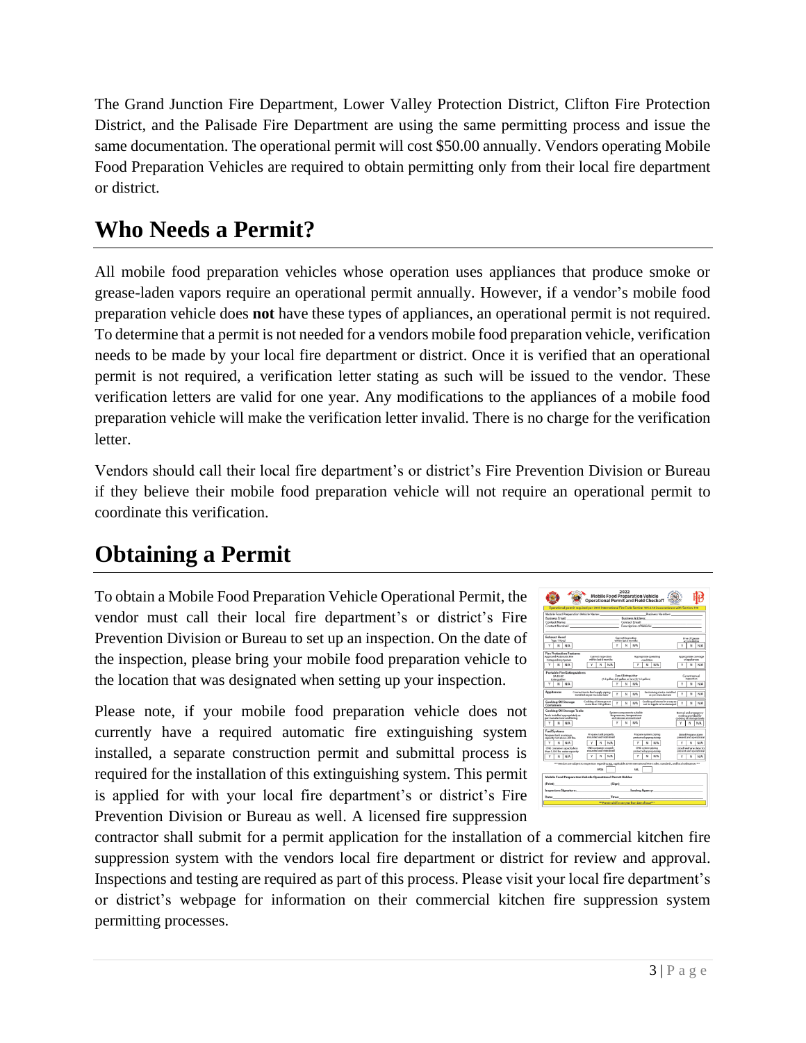The Grand Junction Fire Department, Lower Valley Protection District, Clifton Fire Protection District, and the Palisade Fire Department are using the same permitting process and issue the same documentation. The operational permit will cost $50.00 annually. Vendors operating Mobile Food Preparation Vehicles are required to obtain permitting only from their local fire department or district.

# Who Needs a Permit?

All mobile food preparation vehicles whose operation uses appliances that produce smoke or grease-laden vapors require an operational permit annually. However, if a vendor's mobile food preparation vehicle does **not** have these types of appliances, an operational permit is not required. To determine that a permit is not needed for a vendors mobile food preparation vehicle, verification needs to be made by your local fire department or district. Once it is verified that an operational permit is not required, a verification letter stating as such will be issued to the vendor. These verification letters are valid for one year. Any modifications to the appliances of a mobile food preparation vehicle will make the verification letter invalid. There is no charge for the verification letter.

Vendors should call their local fire department's or district's Fire Prevention Division or Bureau if they believe their mobile food preparation vehicle will not require an operational permit to coordinate this verification.

# Obtaining a Permit

To obtain a Mobile Food Preparation Vehicle Operational Permit, the vendor must call their local fire department's or district's Fire Prevention Division or Bureau to set up an inspection. On the date of the inspection, please bring your mobile food preparation vehicle to the location that was designated when setting up your inspection.

Please note, if your mobile food preparation vehicle does not currently have a required automatic fire extinguishing system installed, a separate construction permit and submittal process is required for the installation of this extinguishing system. This permit is applied for with your local fire department's or district's Fire Prevention Division or Bureau as well. A licensed fire suppression contractor shall submit for a permit application for the installation of a commercial kitchen fire suppression system with the vendors local fire department or district for review and approval. Inspections and testing are required as part of this process. Please visit your local fire department's or district's webpage for information on their commercial kitchen fire suppression system permitting processes.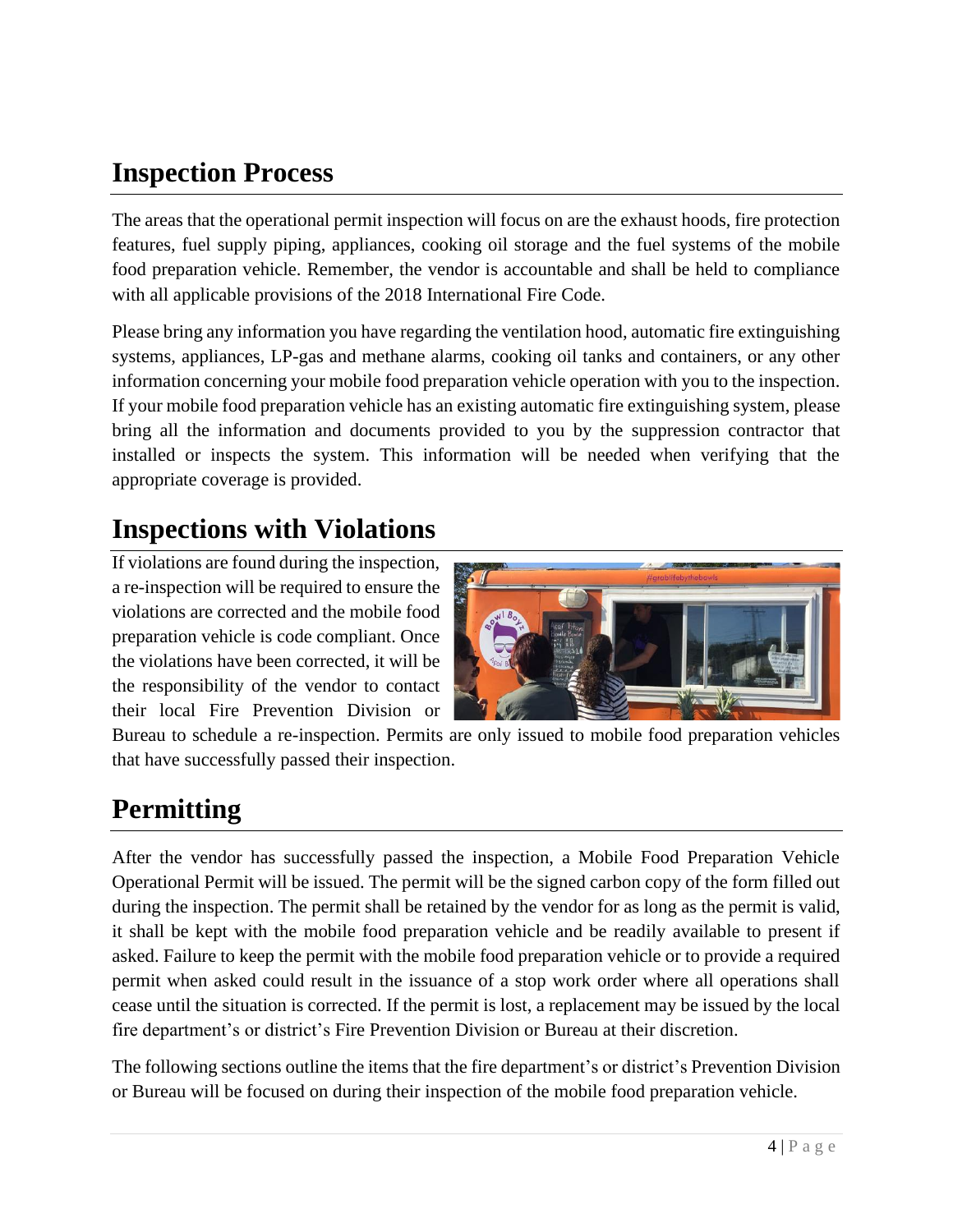## Inspection Process

The areas that the operational permit inspection will focus on are the exhaust hoods, fire protection features, fuel supply piping, appliances, cooking oil storage and the fuel systems of the mobile food preparation vehicle. Remember, the vendor is accountable and shall be held to compliance with all applicable provisions of the 2018 International Fire Code.

Please bring any information you have regarding the ventilation hood, automatic fire extinguishing systems, appliances, LP-gas and methane alarms, cooking oil tanks and containers, or any other information concerning your mobile food preparation vehicle operation with you to the inspection. If your mobile food preparation vehicle has an existing automatic fire extinguishing system, please bring all the information and documents provided to you by the suppression contractor that installed or inspects the system. This information will be needed when verifying that the appropriate coverage is provided.

## Inspections with Violations

If violations are found during the inspection, a re-inspection will be required to ensure the violations are corrected and the mobile food preparation vehicle is code compliant. Once the violations have been corrected, it will be the responsibility of the vendor to contact their local Fire Prevention Division or Bureau to schedule a re-inspection. Permits are only issued to mobile food preparation vehicles that have successfully passed their inspection.

## Permitting

After the vendor has successfully passed the inspection, a Mobile Food Preparation Vehicle Operational Permit will be issued. The permit will be the signed carbon copy of the form filled out during the inspection. The permit shall be retained by the vendor for as long as the permit is valid, it shall be kept with the mobile food preparation vehicle and be readily available to present if asked. Failure to keep the permit with the mobile food preparation vehicle or to provide a required permit when asked could result in the issuance of a stop work order where all operations shall cease until the situation is corrected. If the permit is lost, a replacement may be issued by the local fire department's or district's Fire Prevention Division or Bureau at their discretion.

The following sections outline the items that the fire department's or district's Prevention Division or Bureau will be focused on during their inspection of the mobile food preparation vehicle.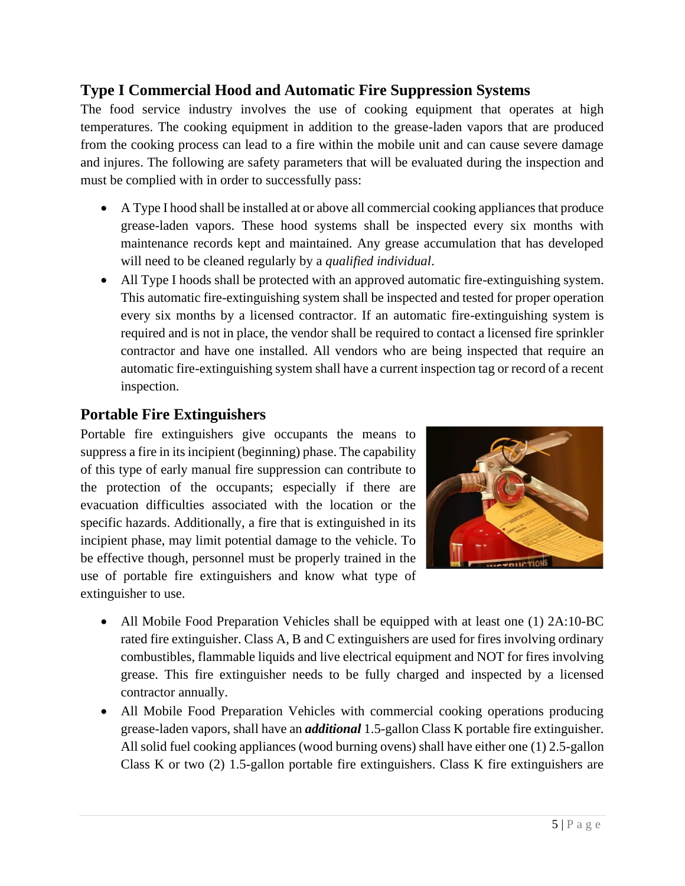## Type I Commercial Hood and Automatic Fire Suppression Systems

The food service industry involves the use of cooking equipment that operates at high temperatures. The cooking equipment in addition to the grease-laden vapors that are produced from the cooking process can lead to a fire within the mobile unit and can cause severe damage and injures. The following are safety parameters that will be evaluated during the inspection and must be complied with in order to successfully pass:

- A Type I hood shall be installed at or above all commercial cooking appliances that produce grease-laden vapors. These hood systems shall be inspected every six months with maintenance records kept and maintained. Any grease accumulation that has developed will need to be cleaned regularly by a *qualified individual*.
- All Type I hoods shall be protected with an approved automatic fire-extinguishing system. This automatic fire-extinguishing system shall be inspected and tested for proper operation every six months by a licensed contractor. If an automatic fire-extinguishing system is required and is not in place, the vendor shall be required to contact a licensed fire sprinkler contractor and have one installed. All vendors who are being inspected that require an automatic fire-extinguishing system shall have a current inspection tag or record of a recent inspection.

## Portable Fire Extinguishers

Portable fire extinguishers give occupants the means to suppress a fire in its incipient (beginning) phase. The capability of this type of early manual fire suppression can contribute to the protection of the occupants; especially if there are evacuation difficulties associated with the location or the specific hazards. Additionally, a fire that is extinguished in its incipient phase, may limit potential damage to the vehicle. To be effective though, personnel must be properly trained in the use of portable fire extinguishers and know what type of extinguisher to use.

- All Mobile Food Preparation Vehicles shall be equipped with at least one (1) 2A:10-BC rated fire extinguisher. Class A, B and C extinguishers are used for fires involving ordinary combustibles, flammable liquids and live electrical equipment and NOT for fires involving grease. This fire extinguisher needs to be fully charged and inspected by a licensed contractor annually.
- All Mobile Food Preparation Vehicles with commercial cooking operations producing grease-laden vapors, shall have an ***additional*** 1.5-gallon Class K portable fire extinguisher. All solid fuel cooking appliances (wood burning ovens) shall have either one (1) 2.5-gallon Class K or two (2) 1.5-gallon portable fire extinguishers. Class K fire extinguishers are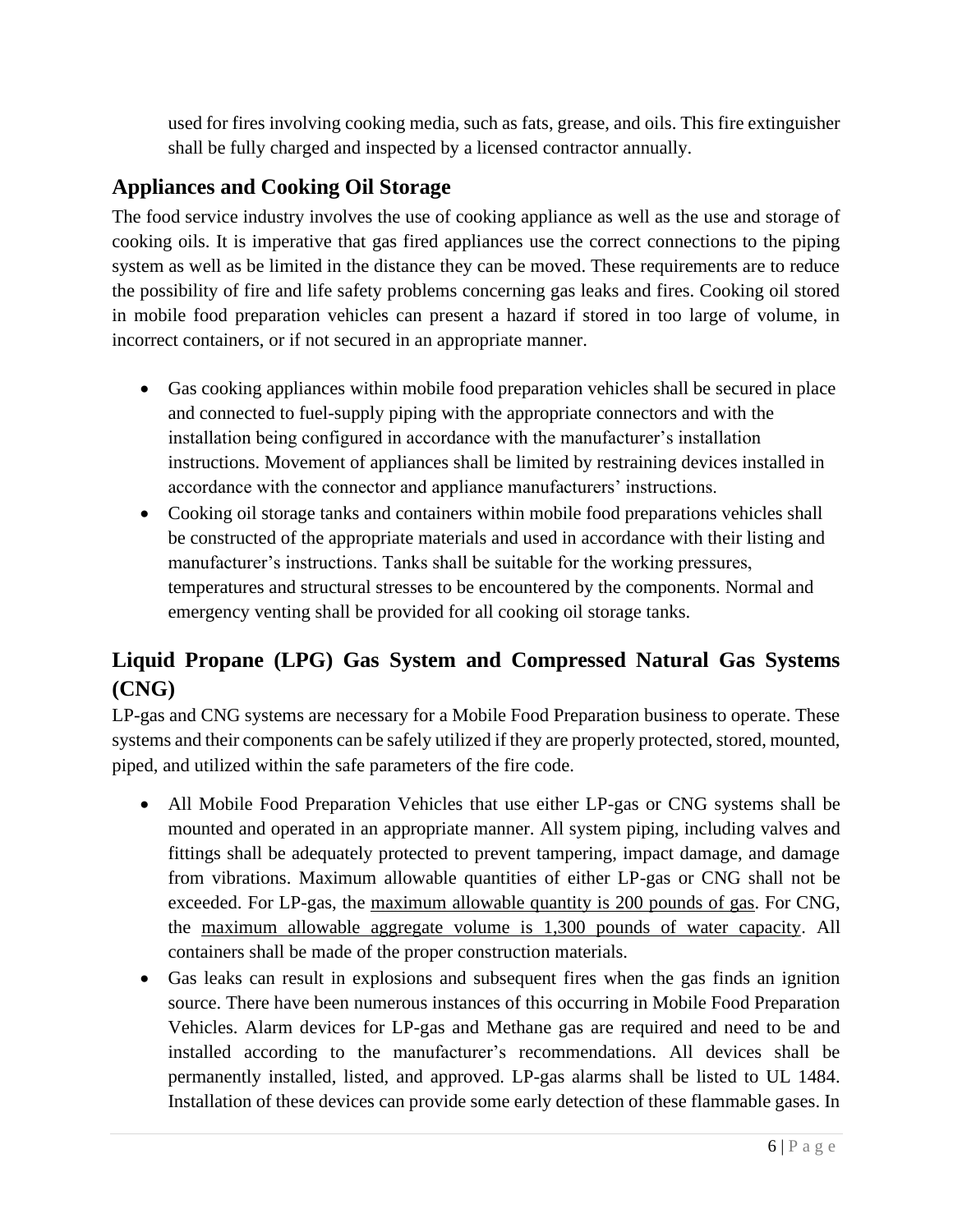used for fires involving cooking media, such as fats, grease, and oils. This fire extinguisher shall be fully charged and inspected by a licensed contractor annually.

## Appliances and Cooking Oil Storage

The food service industry involves the use of cooking appliance as well as the use and storage of cooking oils. It is imperative that gas fired appliances use the correct connections to the piping system as well as be limited in the distance they can be moved. These requirements are to reduce the possibility of fire and life safety problems concerning gas leaks and fires. Cooking oil stored in mobile food preparation vehicles can present a hazard if stored in too large of volume, in incorrect containers, or if not secured in an appropriate manner.

- Gas cooking appliances within mobile food preparation vehicles shall be secured in place and connected to fuel-supply piping with the appropriate connectors and with the installation being configured in accordance with the manufacturer's installation instructions. Movement of appliances shall be limited by restraining devices installed in accordance with the connector and appliance manufacturers' instructions.
- Cooking oil storage tanks and containers within mobile food preparations vehicles shall be constructed of the appropriate materials and used in accordance with their listing and manufacturer's instructions. Tanks shall be suitable for the working pressures, temperatures and structural stresses to be encountered by the components. Normal and emergency venting shall be provided for all cooking oil storage tanks.

## Liquid Propane (LPG) Gas System and Compressed Natural Gas Systems (CNG)

LP-gas and CNG systems are necessary for a Mobile Food Preparation business to operate. These systems and their components can be safely utilized if they are properly protected, stored, mounted, piped, and utilized within the safe parameters of the fire code.

- All Mobile Food Preparation Vehicles that use either LP-gas or CNG systems shall be mounted and operated in an appropriate manner. All system piping, including valves and fittings shall be adequately protected to prevent tampering, impact damage, and damage from vibrations. Maximum allowable quantities of either LP-gas or CNG shall not be exceeded. For LP-gas, the <u>maximum allowable quantity is 200 pounds of gas</u>. For CNG, the <u>maximum allowable aggregate volume is 1,300 pounds of water capacity</u>. All containers shall be made of the proper construction materials.
- Gas leaks can result in explosions and subsequent fires when the gas finds an ignition source. There have been numerous instances of this occurring in Mobile Food Preparation Vehicles. Alarm devices for LP-gas and Methane gas are required and need to be and installed according to the manufacturer's recommendations. All devices shall be permanently installed, listed, and approved. LP-gas alarms shall be listed to UL 1484. Installation of these devices can provide some early detection of these flammable gases. In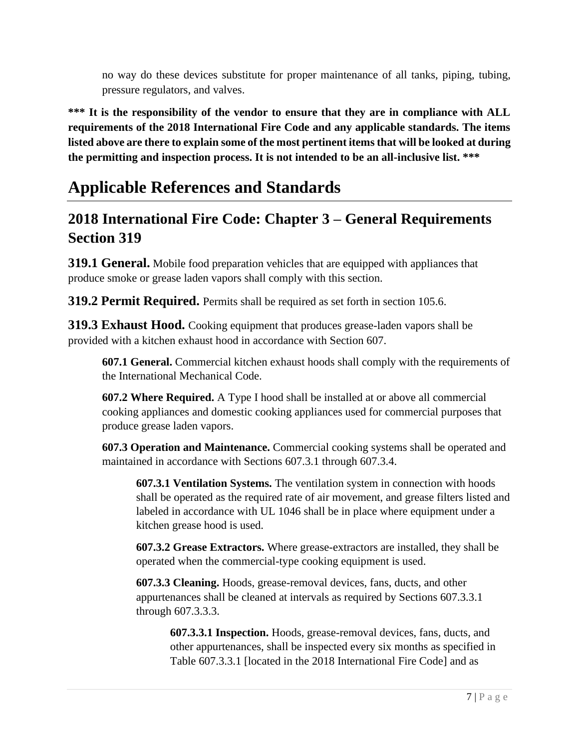no way do these devices substitute for proper maintenance of all tanks, piping, tubing, pressure regulators, and valves.

**\*\*\* It is the responsibility of the vendor to ensure that they are in compliance with ALL requirements of the 2018 International Fire Code and any applicable standards. The items listed above are there to explain some of the most pertinent items that will be looked at during the permitting and inspection process. It is not intended to be an all-inclusive list. \*\*\***

# Applicable References and Standards

## 2018 International Fire Code: Chapter 3 – General Requirements Section 319

**319.1 General.** Mobile food preparation vehicles that are equipped with appliances that produce smoke or grease laden vapors shall comply with this section.

**319.2 Permit Required.** Permits shall be required as set forth in section 105.6.

**319.3 Exhaust Hood.** Cooking equipment that produces grease-laden vapors shall be provided with a kitchen exhaust hood in accordance with Section 607.

**607.1 General.** Commercial kitchen exhaust hoods shall comply with the requirements of the International Mechanical Code.

**607.2 Where Required.** A Type I hood shall be installed at or above all commercial cooking appliances and domestic cooking appliances used for commercial purposes that produce grease laden vapors.

**607.3 Operation and Maintenance.** Commercial cooking systems shall be operated and maintained in accordance with Sections 607.3.1 through 607.3.4.

**607.3.1 Ventilation Systems.** The ventilation system in connection with hoods shall be operated as the required rate of air movement, and grease filters listed and labeled in accordance with UL 1046 shall be in place where equipment under a kitchen grease hood is used.

**607.3.2 Grease Extractors.** Where grease-extractors are installed, they shall be operated when the commercial-type cooking equipment is used.

**607.3.3 Cleaning.** Hoods, grease-removal devices, fans, ducts, and other appurtenances shall be cleaned at intervals as required by Sections 607.3.3.1 through 607.3.3.3.

**607.3.3.1 Inspection.** Hoods, grease-removal devices, fans, ducts, and other appurtenances, shall be inspected every six months as specified in Table 607.3.3.1 [located in the 2018 International Fire Code] and as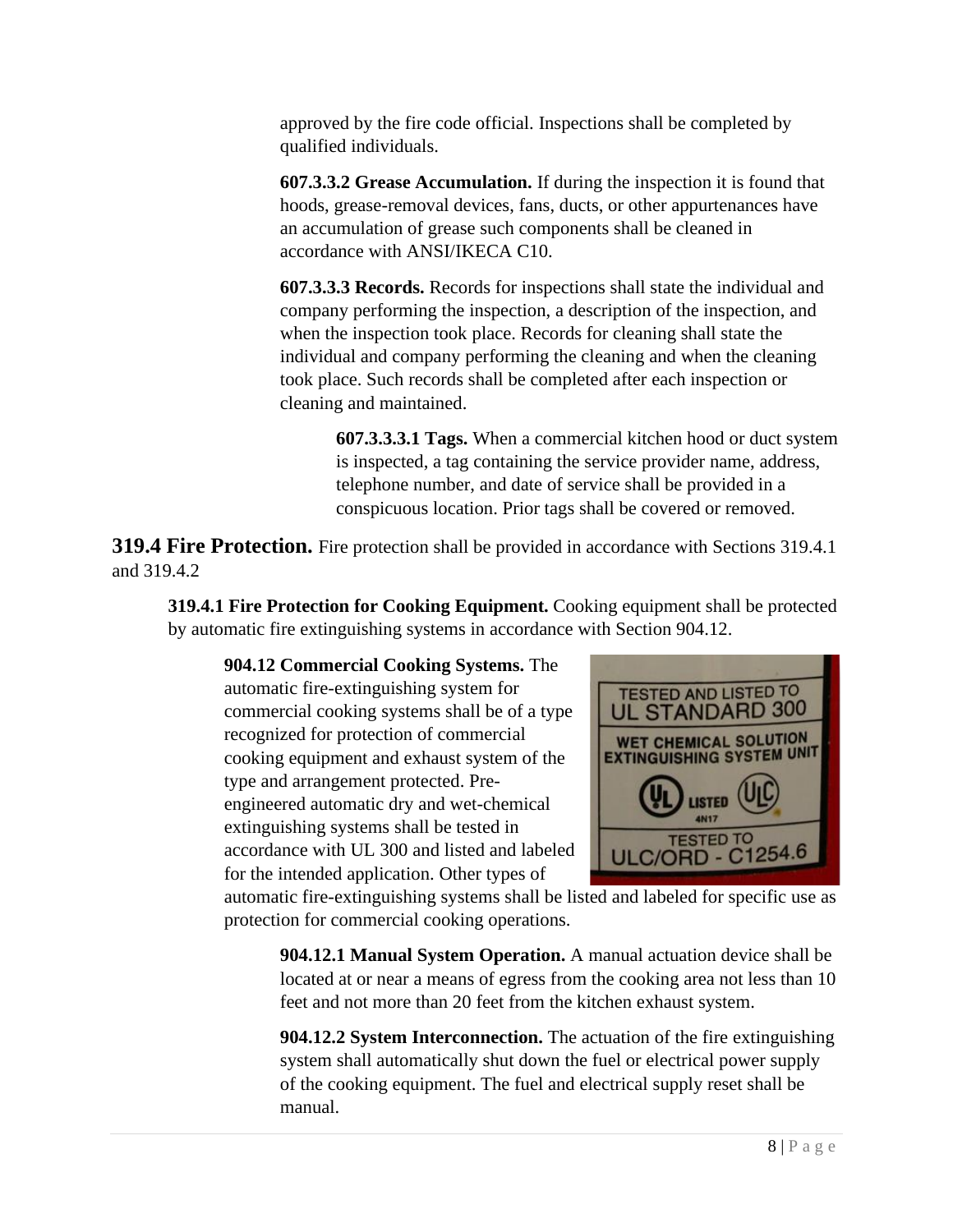approved by the fire code official. Inspections shall be completed by qualified individuals.

**607.3.3.2 Grease Accumulation.** If during the inspection it is found that hoods, grease-removal devices, fans, ducts, or other appurtenances have an accumulation of grease such components shall be cleaned in accordance with ANSI/IKECA C10.

**607.3.3.3 Records.** Records for inspections shall state the individual and company performing the inspection, a description of the inspection, and when the inspection took place. Records for cleaning shall state the individual and company performing the cleaning and when the cleaning took place. Such records shall be completed after each inspection or cleaning and maintained.

**607.3.3.3.1 Tags.** When a commercial kitchen hood or duct system is inspected, a tag containing the service provider name, address, telephone number, and date of service shall be provided in a conspicuous location. Prior tags shall be covered or removed.

## 319.4 Fire Protection.

Fire protection shall be provided in accordance with Sections 319.4.1 and 319.4.2

**319.4.1 Fire Protection for Cooking Equipment.** Cooking equipment shall be protected by automatic fire extinguishing systems in accordance with Section 904.12.

**904.12 Commercial Cooking Systems.** The automatic fire-extinguishing system for commercial cooking systems shall be of a type recognized for protection of commercial cooking equipment and exhaust system of the type and arrangement protected. Pre-engineered automatic dry and wet-chemical extinguishing systems shall be tested in accordance with UL 300 and listed and labeled for the intended application. Other types of automatic fire-extinguishing systems shall be listed and labeled for specific use as protection for commercial cooking operations.

**904.12.1 Manual System Operation.** A manual actuation device shall be located at or near a means of egress from the cooking area not less than 10 feet and not more than 20 feet from the kitchen exhaust system.

**904.12.2 System Interconnection.** The actuation of the fire extinguishing system shall automatically shut down the fuel or electrical power supply of the cooking equipment. The fuel and electrical supply reset shall be manual.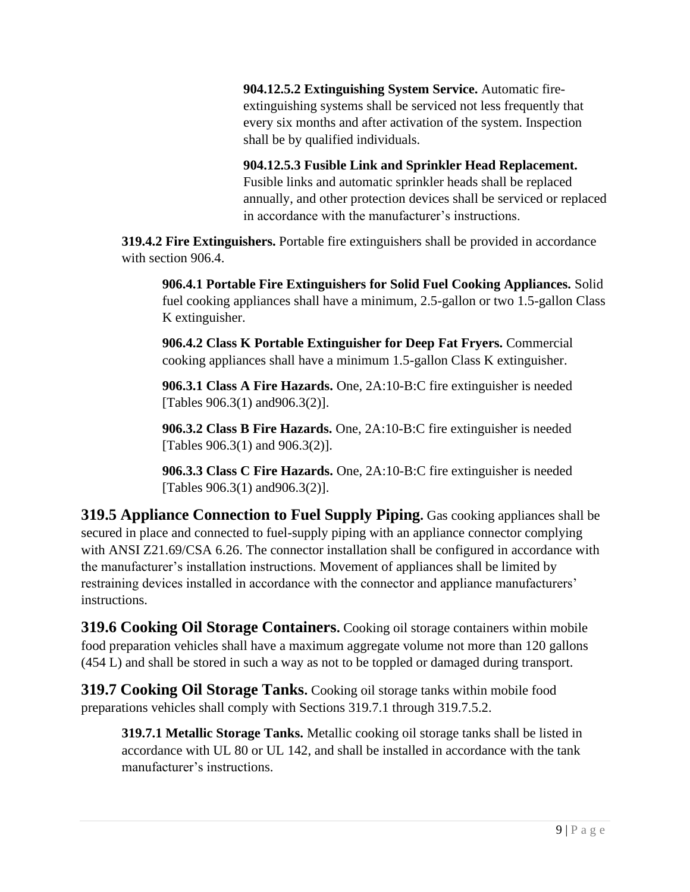**904.12.5.2 Extinguishing System Service.** Automatic fire-extinguishing systems shall be serviced not less frequently that every six months and after activation of the system. Inspection shall be by qualified individuals.

**904.12.5.3 Fusible Link and Sprinkler Head Replacement.** Fusible links and automatic sprinkler heads shall be replaced annually, and other protection devices shall be serviced or replaced in accordance with the manufacturer's instructions.

**319.4.2 Fire Extinguishers.** Portable fire extinguishers shall be provided in accordance with section 906.4.

**906.4.1 Portable Fire Extinguishers for Solid Fuel Cooking Appliances.** Solid fuel cooking appliances shall have a minimum, 2.5-gallon or two 1.5-gallon Class K extinguisher.

**906.4.2 Class K Portable Extinguisher for Deep Fat Fryers.** Commercial cooking appliances shall have a minimum 1.5-gallon Class K extinguisher.

**906.3.1 Class A Fire Hazards.** One, 2A:10-B:C fire extinguisher is needed [Tables 906.3(1) and906.3(2)].

**906.3.2 Class B Fire Hazards.** One, 2A:10-B:C fire extinguisher is needed [Tables 906.3(1) and 906.3(2)].

**906.3.3 Class C Fire Hazards.** One, 2A:10-B:C fire extinguisher is needed [Tables 906.3(1) and906.3(2)].

**319.5 Appliance Connection to Fuel Supply Piping.** Gas cooking appliances shall be secured in place and connected to fuel-supply piping with an appliance connector complying with ANSI Z21.69/CSA 6.26. The connector installation shall be configured in accordance with the manufacturer's installation instructions. Movement of appliances shall be limited by restraining devices installed in accordance with the connector and appliance manufacturers' instructions.

**319.6 Cooking Oil Storage Containers.** Cooking oil storage containers within mobile food preparation vehicles shall have a maximum aggregate volume not more than 120 gallons (454 L) and shall be stored in such a way as not to be toppled or damaged during transport.

**319.7 Cooking Oil Storage Tanks.** Cooking oil storage tanks within mobile food preparations vehicles shall comply with Sections 319.7.1 through 319.7.5.2.

**319.7.1 Metallic Storage Tanks.** Metallic cooking oil storage tanks shall be listed in accordance with UL 80 or UL 142, and shall be installed in accordance with the tank manufacturer's instructions.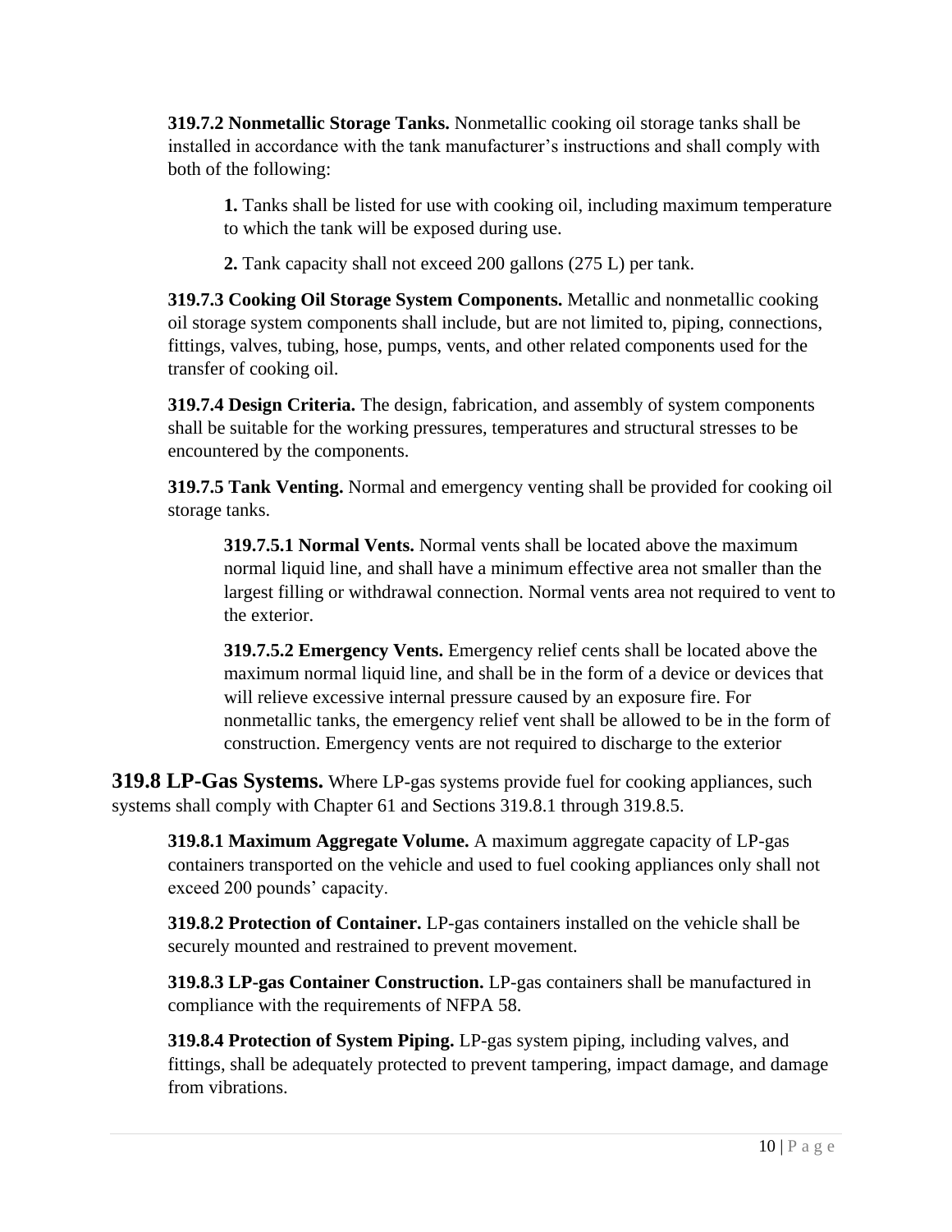**319.7.2 Nonmetallic Storage Tanks.** Nonmetallic cooking oil storage tanks shall be installed in accordance with the tank manufacturer's instructions and shall comply with both of the following:

**1.** Tanks shall be listed for use with cooking oil, including maximum temperature to which the tank will be exposed during use.

**2.** Tank capacity shall not exceed 200 gallons (275 L) per tank.

**319.7.3 Cooking Oil Storage System Components.** Metallic and nonmetallic cooking oil storage system components shall include, but are not limited to, piping, connections, fittings, valves, tubing, hose, pumps, vents, and other related components used for the transfer of cooking oil.

**319.7.4 Design Criteria.** The design, fabrication, and assembly of system components shall be suitable for the working pressures, temperatures and structural stresses to be encountered by the components.

**319.7.5 Tank Venting.** Normal and emergency venting shall be provided for cooking oil storage tanks.

**319.7.5.1 Normal Vents.** Normal vents shall be located above the maximum normal liquid line, and shall have a minimum effective area not smaller than the largest filling or withdrawal connection. Normal vents area not required to vent to the exterior.

**319.7.5.2 Emergency Vents.** Emergency relief cents shall be located above the maximum normal liquid line, and shall be in the form of a device or devices that will relieve excessive internal pressure caused by an exposure fire. For nonmetallic tanks, the emergency relief vent shall be allowed to be in the form of construction. Emergency vents are not required to discharge to the exterior

**319.8 LP-Gas Systems.** Where LP-gas systems provide fuel for cooking appliances, such systems shall comply with Chapter 61 and Sections 319.8.1 through 319.8.5.

**319.8.1 Maximum Aggregate Volume.** A maximum aggregate capacity of LP-gas containers transported on the vehicle and used to fuel cooking appliances only shall not exceed 200 pounds' capacity.

**319.8.2 Protection of Container.** LP-gas containers installed on the vehicle shall be securely mounted and restrained to prevent movement.

**319.8.3 LP-gas Container Construction.** LP-gas containers shall be manufactured in compliance with the requirements of NFPA 58.

**319.8.4 Protection of System Piping.** LP-gas system piping, including valves, and fittings, shall be adequately protected to prevent tampering, impact damage, and damage from vibrations.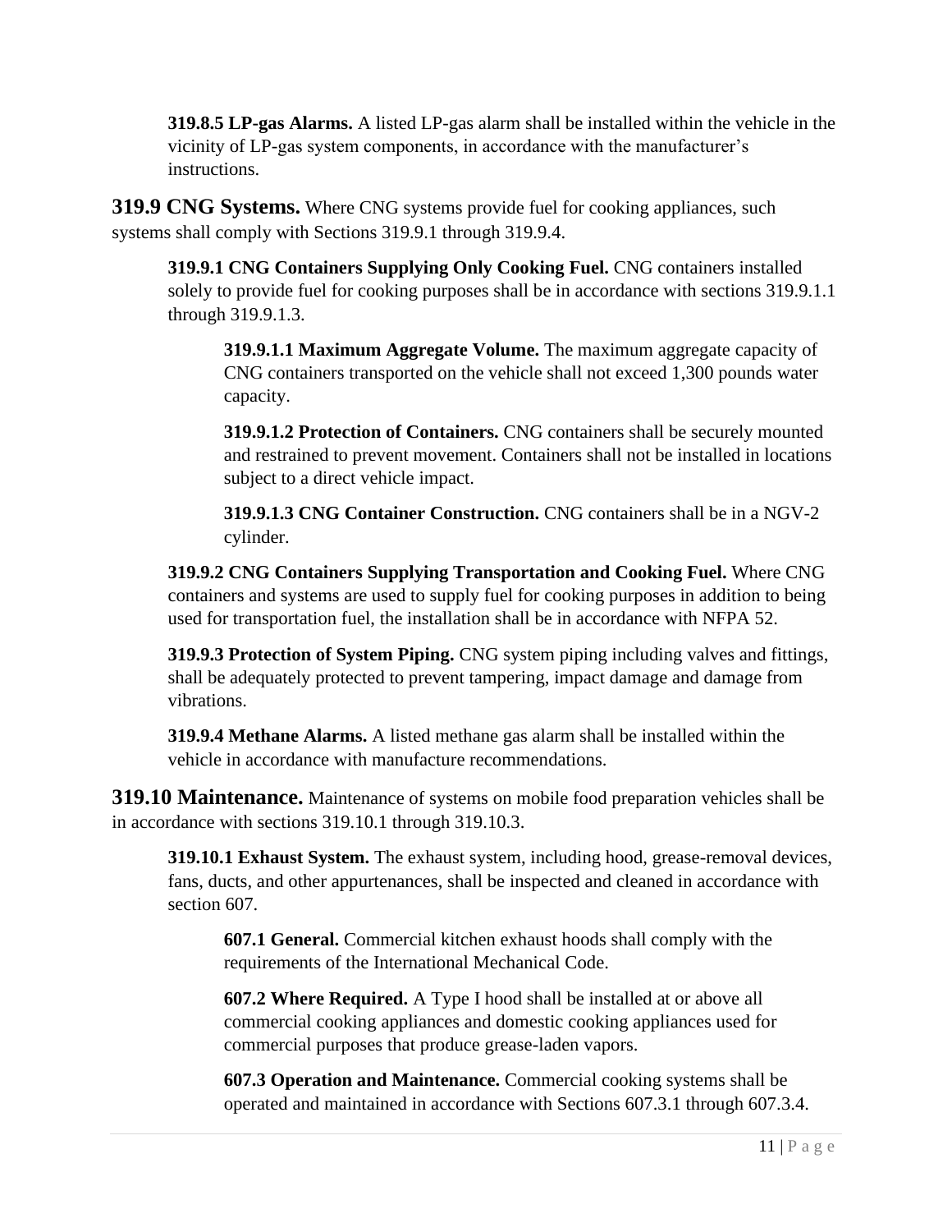**319.8.5 LP-gas Alarms.** A listed LP-gas alarm shall be installed within the vehicle in the vicinity of LP-gas system components, in accordance with the manufacturer's instructions.

**319.9 CNG Systems.** Where CNG systems provide fuel for cooking appliances, such systems shall comply with Sections 319.9.1 through 319.9.4.

**319.9.1 CNG Containers Supplying Only Cooking Fuel.** CNG containers installed solely to provide fuel for cooking purposes shall be in accordance with sections 319.9.1.1 through 319.9.1.3.

**319.9.1.1 Maximum Aggregate Volume.** The maximum aggregate capacity of CNG containers transported on the vehicle shall not exceed 1,300 pounds water capacity.

**319.9.1.2 Protection of Containers.** CNG containers shall be securely mounted and restrained to prevent movement. Containers shall not be installed in locations subject to a direct vehicle impact.

**319.9.1.3 CNG Container Construction.** CNG containers shall be in a NGV-2 cylinder.

**319.9.2 CNG Containers Supplying Transportation and Cooking Fuel.** Where CNG containers and systems are used to supply fuel for cooking purposes in addition to being used for transportation fuel, the installation shall be in accordance with NFPA 52.

**319.9.3 Protection of System Piping.** CNG system piping including valves and fittings, shall be adequately protected to prevent tampering, impact damage and damage from vibrations.

**319.9.4 Methane Alarms.** A listed methane gas alarm shall be installed within the vehicle in accordance with manufacture recommendations.

**319.10 Maintenance.** Maintenance of systems on mobile food preparation vehicles shall be in accordance with sections 319.10.1 through 319.10.3.

**319.10.1 Exhaust System.** The exhaust system, including hood, grease-removal devices, fans, ducts, and other appurtenances, shall be inspected and cleaned in accordance with section 607.

**607.1 General.** Commercial kitchen exhaust hoods shall comply with the requirements of the International Mechanical Code.

**607.2 Where Required.** A Type I hood shall be installed at or above all commercial cooking appliances and domestic cooking appliances used for commercial purposes that produce grease-laden vapors.

**607.3 Operation and Maintenance.** Commercial cooking systems shall be operated and maintained in accordance with Sections 607.3.1 through 607.3.4.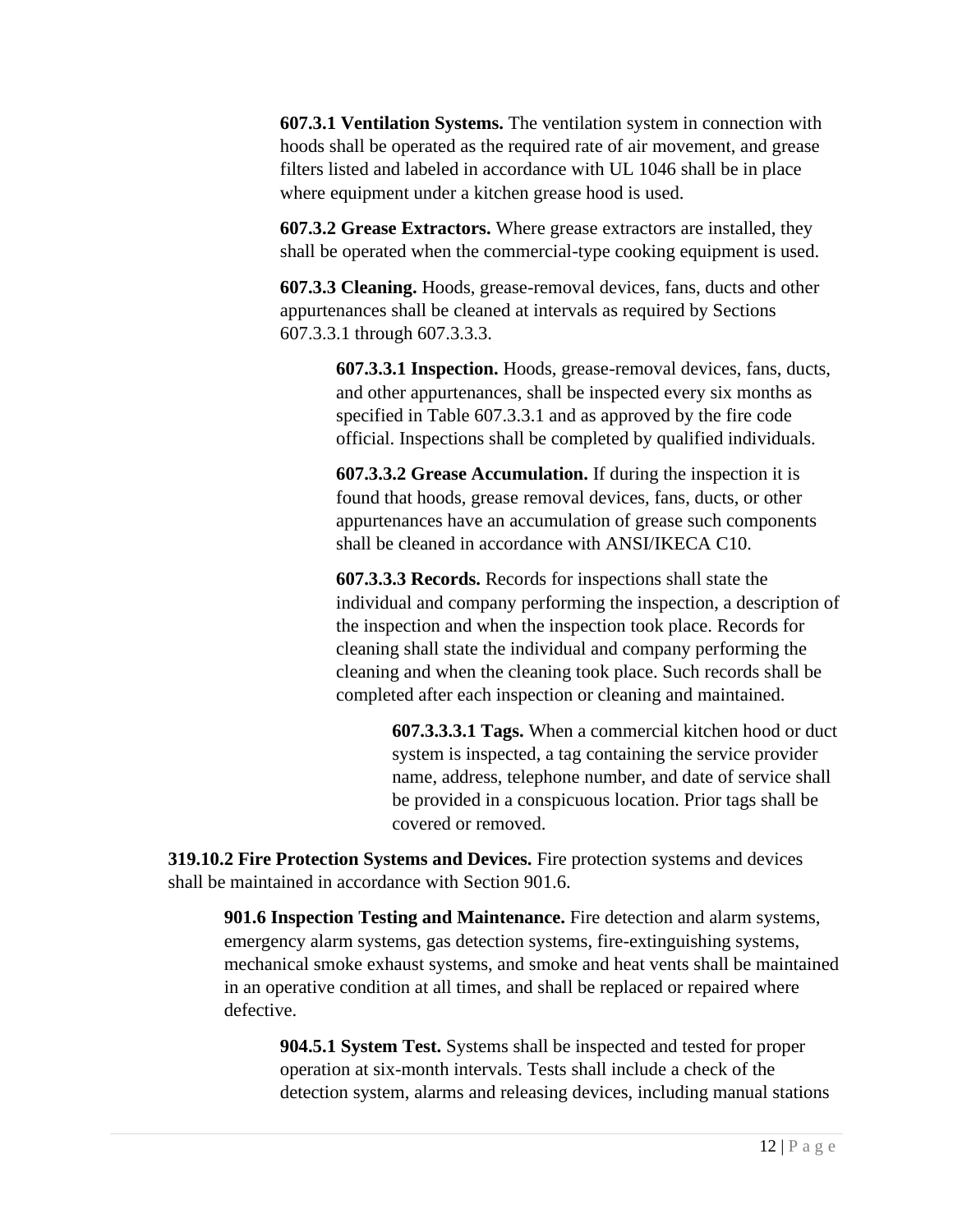**607.3.1 Ventilation Systems.** The ventilation system in connection with hoods shall be operated as the required rate of air movement, and grease filters listed and labeled in accordance with UL 1046 shall be in place where equipment under a kitchen grease hood is used.

**607.3.2 Grease Extractors.** Where grease extractors are installed, they shall be operated when the commercial-type cooking equipment is used.

**607.3.3 Cleaning.** Hoods, grease-removal devices, fans, ducts and other appurtenances shall be cleaned at intervals as required by Sections 607.3.3.1 through 607.3.3.3.

**607.3.3.1 Inspection.** Hoods, grease-removal devices, fans, ducts, and other appurtenances, shall be inspected every six months as specified in Table 607.3.3.1 and as approved by the fire code official. Inspections shall be completed by qualified individuals.

**607.3.3.2 Grease Accumulation.** If during the inspection it is found that hoods, grease removal devices, fans, ducts, or other appurtenances have an accumulation of grease such components shall be cleaned in accordance with ANSI/IKECA C10.

**607.3.3.3 Records.** Records for inspections shall state the individual and company performing the inspection, a description of the inspection and when the inspection took place. Records for cleaning shall state the individual and company performing the cleaning and when the cleaning took place. Such records shall be completed after each inspection or cleaning and maintained.

**607.3.3.3.1 Tags.** When a commercial kitchen hood or duct system is inspected, a tag containing the service provider name, address, telephone number, and date of service shall be provided in a conspicuous location. Prior tags shall be covered or removed.

**319.10.2 Fire Protection Systems and Devices.** Fire protection systems and devices shall be maintained in accordance with Section 901.6.

**901.6 Inspection Testing and Maintenance.** Fire detection and alarm systems, emergency alarm systems, gas detection systems, fire-extinguishing systems, mechanical smoke exhaust systems, and smoke and heat vents shall be maintained in an operative condition at all times, and shall be replaced or repaired where defective.

**904.5.1 System Test.** Systems shall be inspected and tested for proper operation at six-month intervals. Tests shall include a check of the detection system, alarms and releasing devices, including manual stations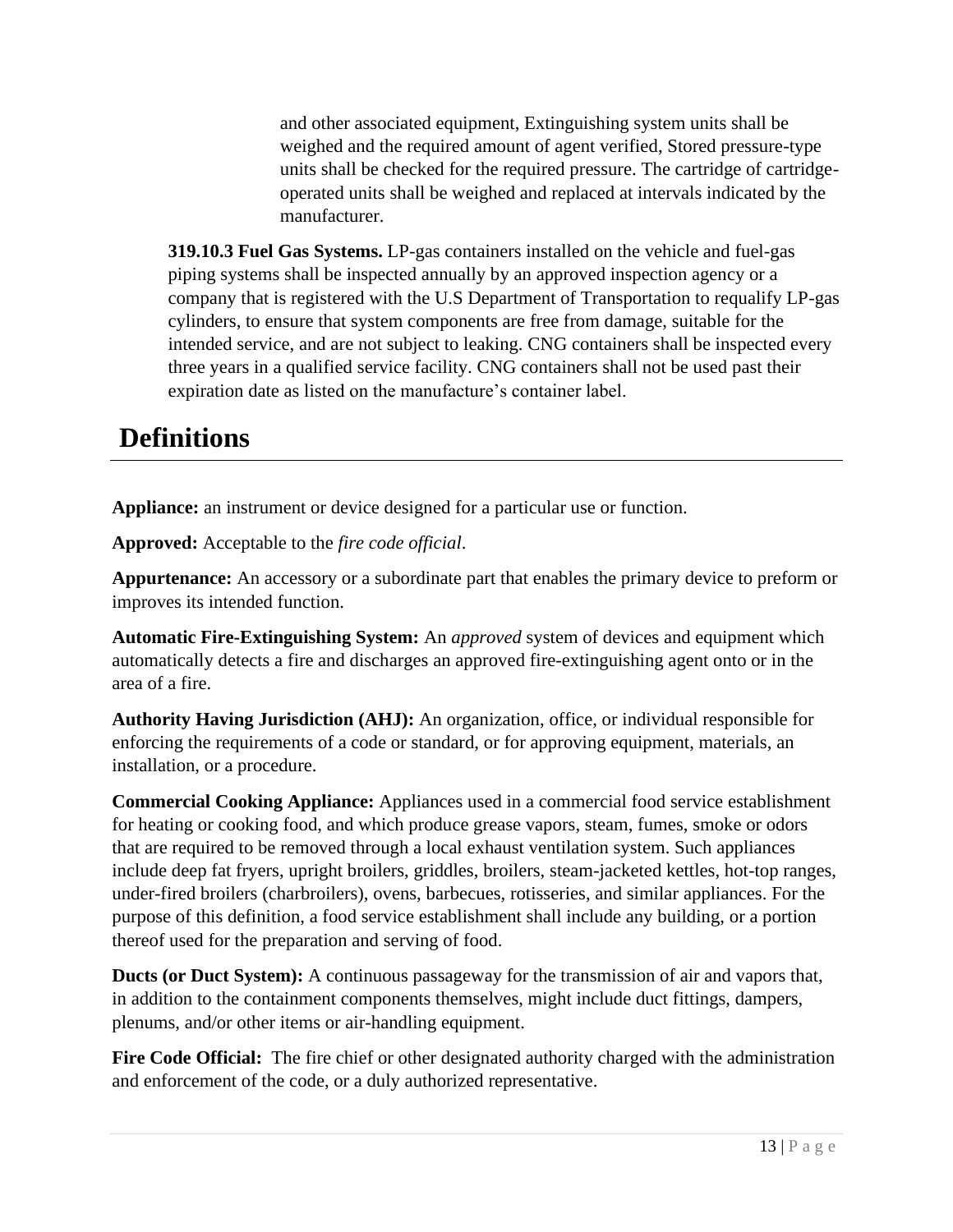and other associated equipment, Extinguishing system units shall be weighed and the required amount of agent verified, Stored pressure-type units shall be checked for the required pressure. The cartridge of cartridge-operated units shall be weighed and replaced at intervals indicated by the manufacturer.

**319.10.3 Fuel Gas Systems.** LP-gas containers installed on the vehicle and fuel-gas piping systems shall be inspected annually by an approved inspection agency or a company that is registered with the U.S Department of Transportation to requalify LP-gas cylinders, to ensure that system components are free from damage, suitable for the intended service, and are not subject to leaking. CNG containers shall be inspected every three years in a qualified service facility. CNG containers shall not be used past their expiration date as listed on the manufacture's container label.

# Definitions

**Appliance:** an instrument or device designed for a particular use or function.

**Approved:** Acceptable to the *fire code official*.

**Appurtenance:** An accessory or a subordinate part that enables the primary device to preform or improves its intended function.

**Automatic Fire-Extinguishing System:** An *approved* system of devices and equipment which automatically detects a fire and discharges an approved fire-extinguishing agent onto or in the area of a fire.

**Authority Having Jurisdiction (AHJ):** An organization, office, or individual responsible for enforcing the requirements of a code or standard, or for approving equipment, materials, an installation, or a procedure.

**Commercial Cooking Appliance:** Appliances used in a commercial food service establishment for heating or cooking food, and which produce grease vapors, steam, fumes, smoke or odors that are required to be removed through a local exhaust ventilation system. Such appliances include deep fat fryers, upright broilers, griddles, broilers, steam-jacketed kettles, hot-top ranges, under-fired broilers (charbroilers), ovens, barbecues, rotisseries, and similar appliances. For the purpose of this definition, a food service establishment shall include any building, or a portion thereof used for the preparation and serving of food.

**Ducts (or Duct System):** A continuous passageway for the transmission of air and vapors that, in addition to the containment components themselves, might include duct fittings, dampers, plenums, and/or other items or air-handling equipment.

**Fire Code Official:** The fire chief or other designated authority charged with the administration and enforcement of the code, or a duly authorized representative.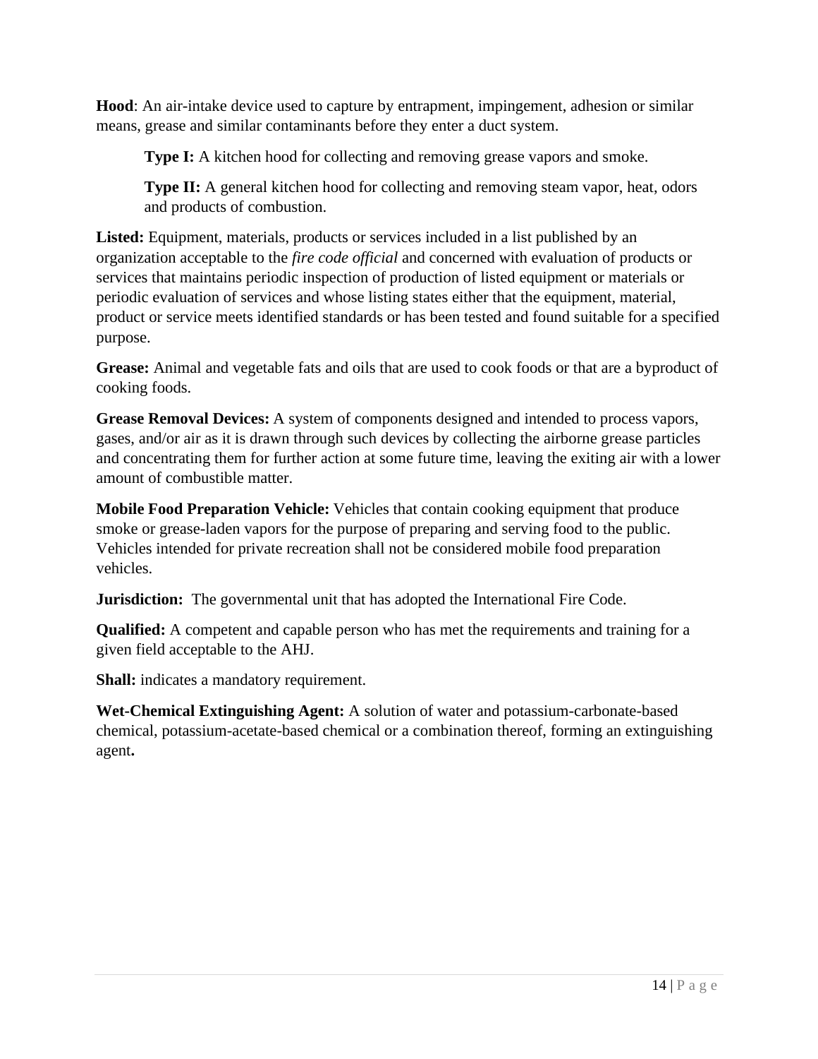**Hood**: An air-intake device used to capture by entrapment, impingement, adhesion or similar means, grease and similar contaminants before they enter a duct system.

> **Type I:** A kitchen hood for collecting and removing grease vapors and smoke.
>
> **Type II:** A general kitchen hood for collecting and removing steam vapor, heat, odors and products of combustion.

**Listed:** Equipment, materials, products or services included in a list published by an organization acceptable to the *fire code official* and concerned with evaluation of products or services that maintains periodic inspection of production of listed equipment or materials or periodic evaluation of services and whose listing states either that the equipment, material, product or service meets identified standards or has been tested and found suitable for a specified purpose.

**Grease:** Animal and vegetable fats and oils that are used to cook foods or that are a byproduct of cooking foods.

**Grease Removal Devices:** A system of components designed and intended to process vapors, gases, and/or air as it is drawn through such devices by collecting the airborne grease particles and concentrating them for further action at some future time, leaving the exiting air with a lower amount of combustible matter.

**Mobile Food Preparation Vehicle:** Vehicles that contain cooking equipment that produce smoke or grease-laden vapors for the purpose of preparing and serving food to the public. Vehicles intended for private recreation shall not be considered mobile food preparation vehicles.

**Jurisdiction:** The governmental unit that has adopted the International Fire Code.

**Qualified:** A competent and capable person who has met the requirements and training for a given field acceptable to the AHJ.

**Shall:** indicates a mandatory requirement.

**Wet-Chemical Extinguishing Agent:** A solution of water and potassium-carbonate-based chemical, potassium-acetate-based chemical or a combination thereof, forming an extinguishing agent**.**